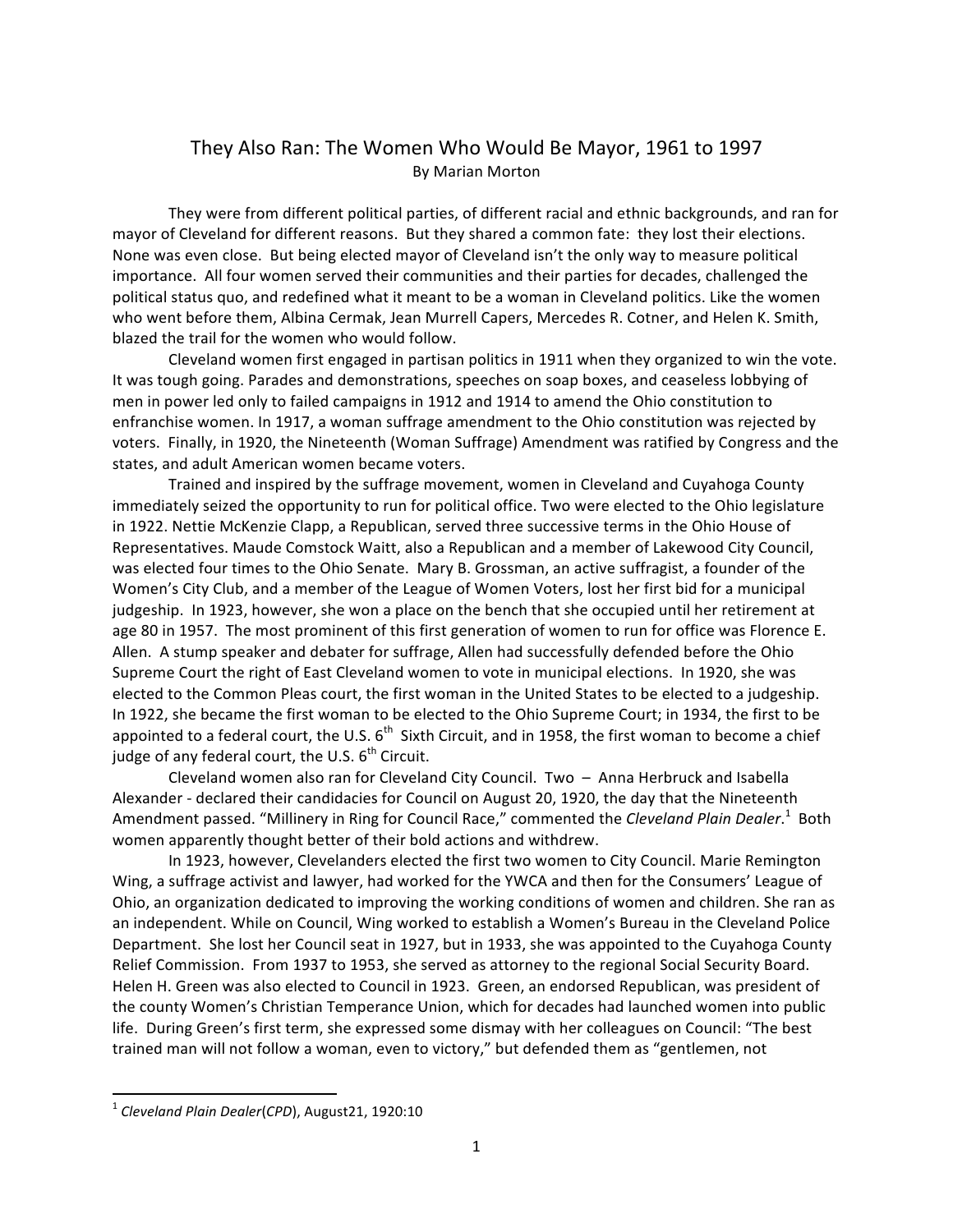# They Also Ran: The Women Who Would Be Mayor, 1961 to 1997

By Marian Morton

They were from different political parties, of different racial and ethnic backgrounds, and ran for mayor of Cleveland for different reasons. But they shared a common fate: they lost their elections. None was even close. But being elected mayor of Cleveland isn't the only way to measure political importance. All four women served their communities and their parties for decades, challenged the political status quo, and redefined what it meant to be a woman in Cleveland politics. Like the women who went before them, Albina Cermak, Jean Murrell Capers, Mercedes R. Cotner, and Helen K. Smith, blazed the trail for the women who would follow.

Cleveland women first engaged in partisan politics in 1911 when they organized to win the vote. It was tough going. Parades and demonstrations, speeches on soap boxes, and ceaseless lobbying of men in power led only to failed campaigns in 1912 and 1914 to amend the Ohio constitution to enfranchise women. In 1917, a woman suffrage amendment to the Ohio constitution was rejected by voters. Finally, in 1920, the Nineteenth (Woman Suffrage) Amendment was ratified by Congress and the states, and adult American women became voters.

Trained and inspired by the suffrage movement, women in Cleveland and Cuyahoga County immediately seized the opportunity to run for political office. Two were elected to the Ohio legislature in 1922. Nettie McKenzie Clapp, a Republican, served three successive terms in the Ohio House of Representatives. Maude Comstock Waitt, also a Republican and a member of Lakewood City Council, was elected four times to the Ohio Senate. Mary B. Grossman, an active suffragist, a founder of the Women's City Club, and a member of the League of Women Voters, lost her first bid for a municipal judgeship. In 1923, however, she won a place on the bench that she occupied until her retirement at age 80 in 1957. The most prominent of this first generation of women to run for office was Florence E. Allen. A stump speaker and debater for suffrage, Allen had successfully defended before the Ohio Supreme Court the right of East Cleveland women to vote in municipal elections. In 1920, she was elected to the Common Pleas court, the first woman in the United States to be elected to a judgeship. In 1922, she became the first woman to be elected to the Ohio Supreme Court; in 1934, the first to be appointed to a federal court, the U.S. 6th Sixth Circuit, and in 1958, the first woman to become a chief judge of any federal court, the U.S. 6th Circuit.

Cleveland women also ran for Cleveland City Council. Two – Anna Herbruck and Isabella Alexander - declared their candidacies for Council on August 20, 1920, the day that the Nineteenth Amendment passed. "Millinery in Ring for Council Race," commented the *Cleveland Plain Dealer*.[1] Both women apparently thought better of their bold actions and withdrew.

In 1923, however, Clevelanders elected the first two women to City Council. Marie Remington Wing, a suffrage activist and lawyer, had worked for the YWCA and then for the Consumers' League of Ohio, an organization dedicated to improving the working conditions of women and children. She ran as an independent. While on Council, Wing worked to establish a Women's Bureau in the Cleveland Police Department. She lost her Council seat in 1927, but in 1933, she was appointed to the Cuyahoga County Relief Commission. From 1937 to 1953, she served as attorney to the regional Social Security Board. Helen H. Green was also elected to Council in 1923. Green, an endorsed Republican, was president of the county Women's Christian Temperance Union, which for decades had launched women into public life. During Green's first term, she expressed some dismay with her colleagues on Council: "The best trained man will not follow a woman, even to victory," but defended them as "gentlemen, not

---

[1] *Cleveland Plain Dealer*(*CPD*), August21, 1920:10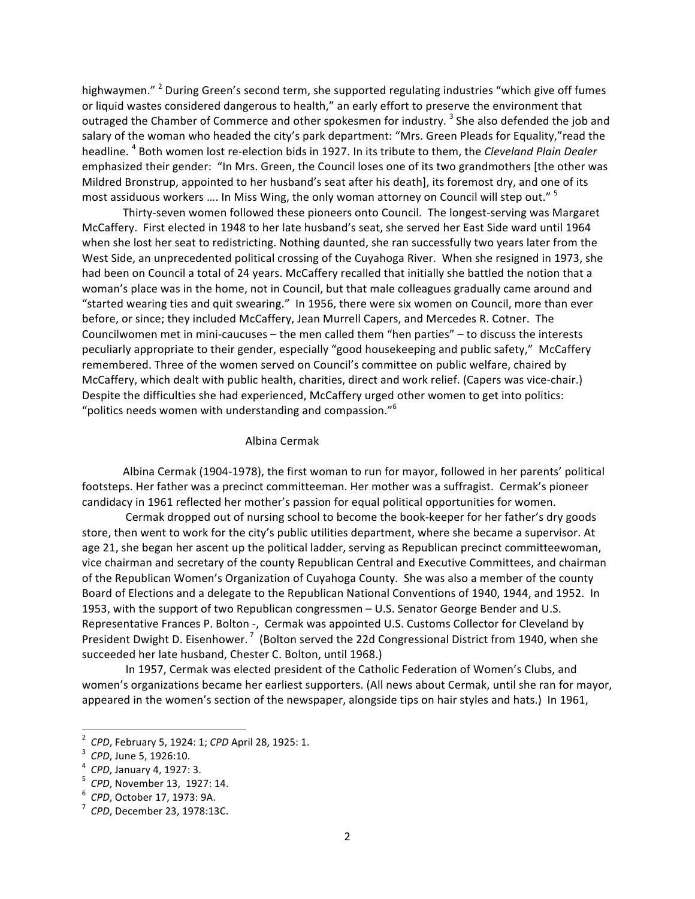highwaymen." [2] During Green's second term, she supported regulating industries "which give off fumes or liquid wastes considered dangerous to health," an early effort to preserve the environment that outraged the Chamber of Commerce and other spokesmen for industry. [3] She also defended the job and salary of the woman who headed the city's park department: "Mrs. Green Pleads for Equality,"read the headline. [4] Both women lost re-election bids in 1927. In its tribute to them, the *Cleveland Plain Dealer* emphasized their gender: "In Mrs. Green, the Council loses one of its two grandmothers [the other was Mildred Bronstrup, appointed to her husband's seat after his death], its foremost dry, and one of its most assiduous workers …. In Miss Wing, the only woman attorney on Council will step out." [5]

Thirty-seven women followed these pioneers onto Council. The longest-serving was Margaret McCaffery. First elected in 1948 to her late husband's seat, she served her East Side ward until 1964 when she lost her seat to redistricting. Nothing daunted, she ran successfully two years later from the West Side, an unprecedented political crossing of the Cuyahoga River. When she resigned in 1973, she had been on Council a total of 24 years. McCaffery recalled that initially she battled the notion that a woman's place was in the home, not in Council, but that male colleagues gradually came around and "started wearing ties and quit swearing." In 1956, there were six women on Council, more than ever before, or since; they included McCaffery, Jean Murrell Capers, and Mercedes R. Cotner. The Councilwomen met in mini-caucuses – the men called them "hen parties" – to discuss the interests peculiarly appropriate to their gender, especially "good housekeeping and public safety," McCaffery remembered. Three of the women served on Council's committee on public welfare, chaired by McCaffery, which dealt with public health, charities, direct and work relief. (Capers was vice-chair.) Despite the difficulties she had experienced, McCaffery urged other women to get into politics: "politics needs women with understanding and compassion."[6]

## Albina Cermak

Albina Cermak (1904-1978), the first woman to run for mayor, followed in her parents' political footsteps. Her father was a precinct committeeman. Her mother was a suffragist. Cermak's pioneer candidacy in 1961 reflected her mother's passion for equal political opportunities for women.

Cermak dropped out of nursing school to become the book-keeper for her father's dry goods store, then went to work for the city's public utilities department, where she became a supervisor. At age 21, she began her ascent up the political ladder, serving as Republican precinct committeewoman, vice chairman and secretary of the county Republican Central and Executive Committees, and chairman of the Republican Women's Organization of Cuyahoga County. She was also a member of the county Board of Elections and a delegate to the Republican National Conventions of 1940, 1944, and 1952. In 1953, with the support of two Republican congressmen – U.S. Senator George Bender and U.S. Representative Frances P. Bolton -, Cermak was appointed U.S. Customs Collector for Cleveland by President Dwight D. Eisenhower. [7] (Bolton served the 22d Congressional District from 1940, when she succeeded her late husband, Chester C. Bolton, until 1968.)

In 1957, Cermak was elected president of the Catholic Federation of Women's Clubs, and women's organizations became her earliest supporters. (All news about Cermak, until she ran for mayor, appeared in the women's section of the newspaper, alongside tips on hair styles and hats.) In 1961,

---

[2] *CPD*, February 5, 1924: 1; *CPD* April 28, 1925: 1.
[3] *CPD*, June 5, 1926:10.
[4] *CPD*, January 4, 1927: 3.
[5] *CPD*, November 13, 1927: 14.
[6] *CPD*, October 17, 1973: 9A.
[7] *CPD*, December 23, 1978:13C.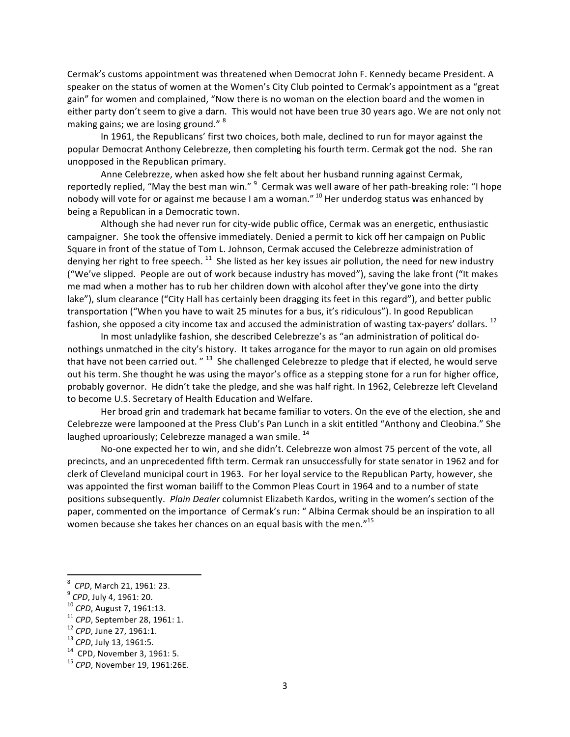Cermak's customs appointment was threatened when Democrat John F. Kennedy became President. A speaker on the status of women at the Women's City Club pointed to Cermak's appointment as a "great gain" for women and complained, "Now there is no woman on the election board and the women in either party don't seem to give a darn. This would not have been true 30 years ago. We are not only not making gains; we are losing ground." [8]

In 1961, the Republicans' first two choices, both male, declined to run for mayor against the popular Democrat Anthony Celebrezze, then completing his fourth term. Cermak got the nod. She ran unopposed in the Republican primary.

Anne Celebrezze, when asked how she felt about her husband running against Cermak, reportedly replied, "May the best man win." [9] Cermak was well aware of her path-breaking role: "I hope nobody will vote for or against me because I am a woman." [10] Her underdog status was enhanced by being a Republican in a Democratic town.

Although she had never run for city-wide public office, Cermak was an energetic, enthusiastic campaigner. She took the offensive immediately. Denied a permit to kick off her campaign on Public Square in front of the statue of Tom L. Johnson, Cermak accused the Celebrezze administration of denying her right to free speech. [11] She listed as her key issues air pollution, the need for new industry ("We've slipped. People are out of work because industry has moved"), saving the lake front ("It makes me mad when a mother has to rub her children down with alcohol after they've gone into the dirty lake"), slum clearance ("City Hall has certainly been dragging its feet in this regard"), and better public transportation ("When you have to wait 25 minutes for a bus, it's ridiculous"). In good Republican fashion, she opposed a city income tax and accused the administration of wasting tax-payers' dollars. [12]

In most unladylike fashion, she described Celebrezze's as "an administration of political do-nothings unmatched in the city's history. It takes arrogance for the mayor to run again on old promises that have not been carried out. " [13] She challenged Celebrezze to pledge that if elected, he would serve out his term. She thought he was using the mayor's office as a stepping stone for a run for higher office, probably governor. He didn't take the pledge, and she was half right. In 1962, Celebrezze left Cleveland to become U.S. Secretary of Health Education and Welfare.

Her broad grin and trademark hat became familiar to voters. On the eve of the election, she and Celebrezze were lampooned at the Press Club's Pan Lunch in a skit entitled "Anthony and Cleobina." She laughed uproariously; Celebrezze managed a wan smile. [14]

No-one expected her to win, and she didn't. Celebrezze won almost 75 percent of the vote, all precincts, and an unprecedented fifth term. Cermak ran unsuccessfully for state senator in 1962 and for clerk of Cleveland municipal court in 1963. For her loyal service to the Republican Party, however, she was appointed the first woman bailiff to the Common Pleas Court in 1964 and to a number of state positions subsequently. *Plain Dealer* columnist Elizabeth Kardos, writing in the women's section of the paper, commented on the importance of Cermak's run: " Albina Cermak should be an inspiration to all women because she takes her chances on an equal basis with the men."[15]

---

[8] *CPD*, March 21, 1961: 23.
[9] *CPD*, July 4, 1961: 20.
[10] *CPD*, August 7, 1961:13.
[11] *CPD*, September 28, 1961: 1.
[12] *CPD*, June 27, 1961:1.
[13] *CPD*, July 13, 1961:5.
[14] CPD, November 3, 1961: 5.
[15] *CPD*, November 19, 1961:26E.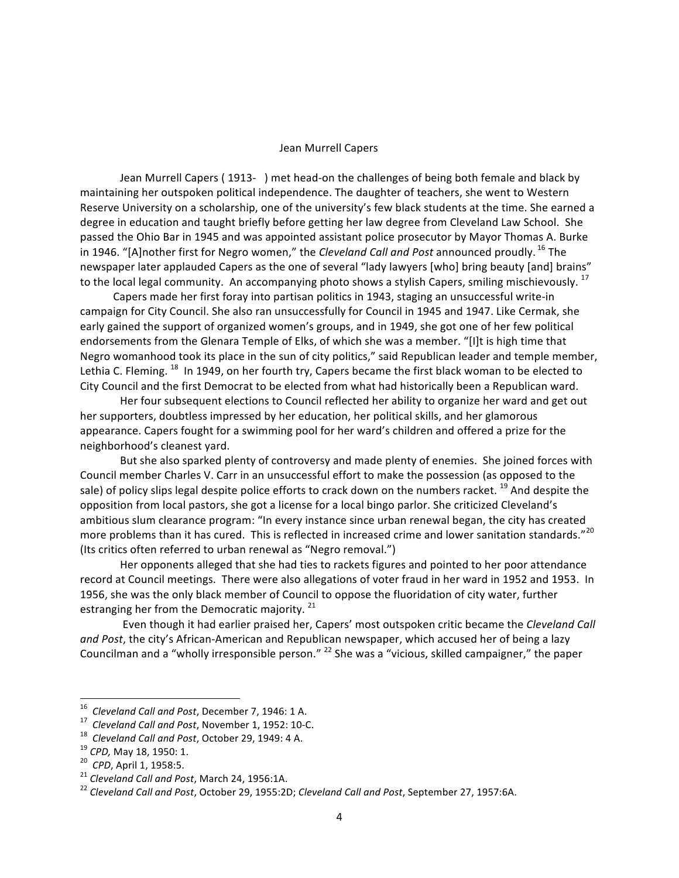## Jean Murrell Capers

Jean Murrell Capers ( 1913- ) met head-on the challenges of being both female and black by maintaining her outspoken political independence. The daughter of teachers, she went to Western Reserve University on a scholarship, one of the university's few black students at the time. She earned a degree in education and taught briefly before getting her law degree from Cleveland Law School. She passed the Ohio Bar in 1945 and was appointed assistant police prosecutor by Mayor Thomas A. Burke in 1946. "[A]nother first for Negro women," the *Cleveland Call and Post* announced proudly.[16] The newspaper later applauded Capers as the one of several "lady lawyers [who] bring beauty [and] brains" to the local legal community. An accompanying photo shows a stylish Capers, smiling mischievously.[17]

Capers made her first foray into partisan politics in 1943, staging an unsuccessful write-in campaign for City Council. She also ran unsuccessfully for Council in 1945 and 1947. Like Cermak, she early gained the support of organized women's groups, and in 1949, she got one of her few political endorsements from the Glenara Temple of Elks, of which she was a member. "[I]t is high time that Negro womanhood took its place in the sun of city politics," said Republican leader and temple member, Lethia C. Fleming.[18] In 1949, on her fourth try, Capers became the first black woman to be elected to City Council and the first Democrat to be elected from what had historically been a Republican ward.

Her four subsequent elections to Council reflected her ability to organize her ward and get out her supporters, doubtless impressed by her education, her political skills, and her glamorous appearance. Capers fought for a swimming pool for her ward's children and offered a prize for the neighborhood's cleanest yard.

But she also sparked plenty of controversy and made plenty of enemies. She joined forces with Council member Charles V. Carr in an unsuccessful effort to make the possession (as opposed to the sale) of policy slips legal despite police efforts to crack down on the numbers racket.[19] And despite the opposition from local pastors, she got a license for a local bingo parlor. She criticized Cleveland's ambitious slum clearance program: "In every instance since urban renewal began, the city has created more problems than it has cured. This is reflected in increased crime and lower sanitation standards."[20] (Its critics often referred to urban renewal as "Negro removal.")

Her opponents alleged that she had ties to rackets figures and pointed to her poor attendance record at Council meetings. There were also allegations of voter fraud in her ward in 1952 and 1953. In 1956, she was the only black member of Council to oppose the fluoridation of city water, further estranging her from the Democratic majority.[21]

Even though it had earlier praised her, Capers' most outspoken critic became the *Cleveland Call and Post*, the city's African-American and Republican newspaper, which accused her of being a lazy Councilman and a "wholly irresponsible person."[22] She was a "vicious, skilled campaigner," the paper

---

[16] *Cleveland Call and Post*, December 7, 1946: 1 A.

[17] *Cleveland Call and Post*, November 1, 1952: 10-C.

[18] *Cleveland Call and Post*, October 29, 1949: 4 A.

[19] *CPD,* May 18, 1950: 1.

[20] *CPD*, April 1, 1958:5.

[21] *Cleveland Call and Post*, March 24, 1956:1A.

[22] *Cleveland Call and Post*, October 29, 1955:2D; *Cleveland Call and Post*, September 27, 1957:6A.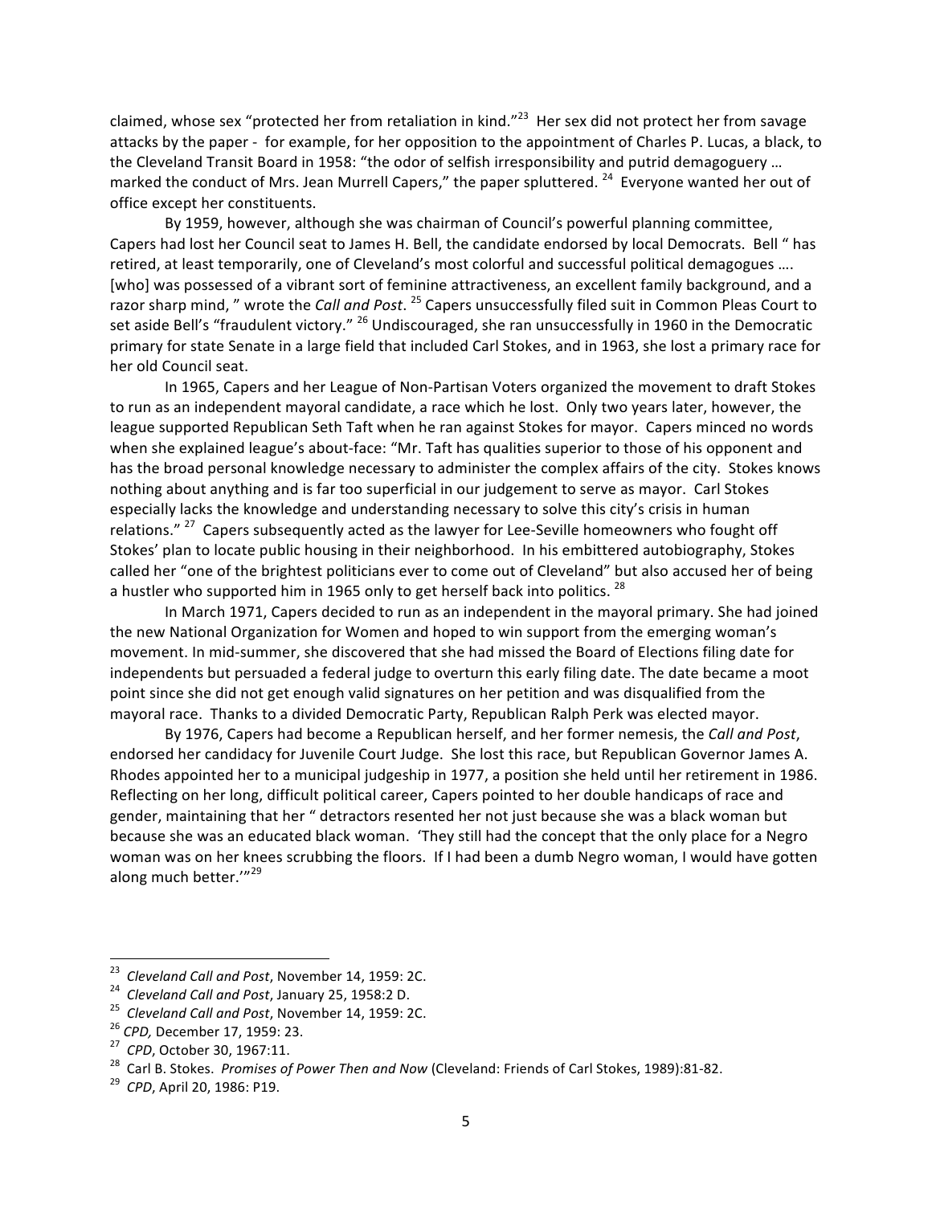claimed, whose sex "protected her from retaliation in kind."[23] Her sex did not protect her from savage attacks by the paper - for example, for her opposition to the appointment of Charles P. Lucas, a black, to the Cleveland Transit Board in 1958: "the odor of selfish irresponsibility and putrid demagoguery … marked the conduct of Mrs. Jean Murrell Capers," the paper spluttered.[24] Everyone wanted her out of office except her constituents.

By 1959, however, although she was chairman of Council's powerful planning committee, Capers had lost her Council seat to James H. Bell, the candidate endorsed by local Democrats. Bell " has retired, at least temporarily, one of Cleveland's most colorful and successful political demagogues …. [who] was possessed of a vibrant sort of feminine attractiveness, an excellent family background, and a razor sharp mind, " wrote the *Call and Post*.[25] Capers unsuccessfully filed suit in Common Pleas Court to set aside Bell's "fraudulent victory."[26] Undiscouraged, she ran unsuccessfully in 1960 in the Democratic primary for state Senate in a large field that included Carl Stokes, and in 1963, she lost a primary race for her old Council seat.

In 1965, Capers and her League of Non-Partisan Voters organized the movement to draft Stokes to run as an independent mayoral candidate, a race which he lost. Only two years later, however, the league supported Republican Seth Taft when he ran against Stokes for mayor. Capers minced no words when she explained league's about-face: "Mr. Taft has qualities superior to those of his opponent and has the broad personal knowledge necessary to administer the complex affairs of the city. Stokes knows nothing about anything and is far too superficial in our judgement to serve as mayor. Carl Stokes especially lacks the knowledge and understanding necessary to solve this city's crisis in human relations."[27] Capers subsequently acted as the lawyer for Lee-Seville homeowners who fought off Stokes' plan to locate public housing in their neighborhood. In his embittered autobiography, Stokes called her "one of the brightest politicians ever to come out of Cleveland" but also accused her of being a hustler who supported him in 1965 only to get herself back into politics.[28]

In March 1971, Capers decided to run as an independent in the mayoral primary. She had joined the new National Organization for Women and hoped to win support from the emerging woman's movement. In mid-summer, she discovered that she had missed the Board of Elections filing date for independents but persuaded a federal judge to overturn this early filing date. The date became a moot point since she did not get enough valid signatures on her petition and was disqualified from the mayoral race. Thanks to a divided Democratic Party, Republican Ralph Perk was elected mayor.

By 1976, Capers had become a Republican herself, and her former nemesis, the *Call and Post*, endorsed her candidacy for Juvenile Court Judge. She lost this race, but Republican Governor James A. Rhodes appointed her to a municipal judgeship in 1977, a position she held until her retirement in 1986. Reflecting on her long, difficult political career, Capers pointed to her double handicaps of race and gender, maintaining that her " detractors resented her not just because she was a black woman but because she was an educated black woman. 'They still had the concept that the only place for a Negro woman was on her knees scrubbing the floors. If I had been a dumb Negro woman, I would have gotten along much better.'"[29]

---

[23] *Cleveland Call and Post*, November 14, 1959: 2C.

[24] *Cleveland Call and Post*, January 25, 1958:2 D.

[25] *Cleveland Call and Post*, November 14, 1959: 2C.

[26] *CPD,* December 17, 1959: 23.

[27] *CPD*, October 30, 1967:11.

[28] Carl B. Stokes. *Promises of Power Then and Now* (Cleveland: Friends of Carl Stokes, 1989):81-82.

[29] *CPD*, April 20, 1986: P19.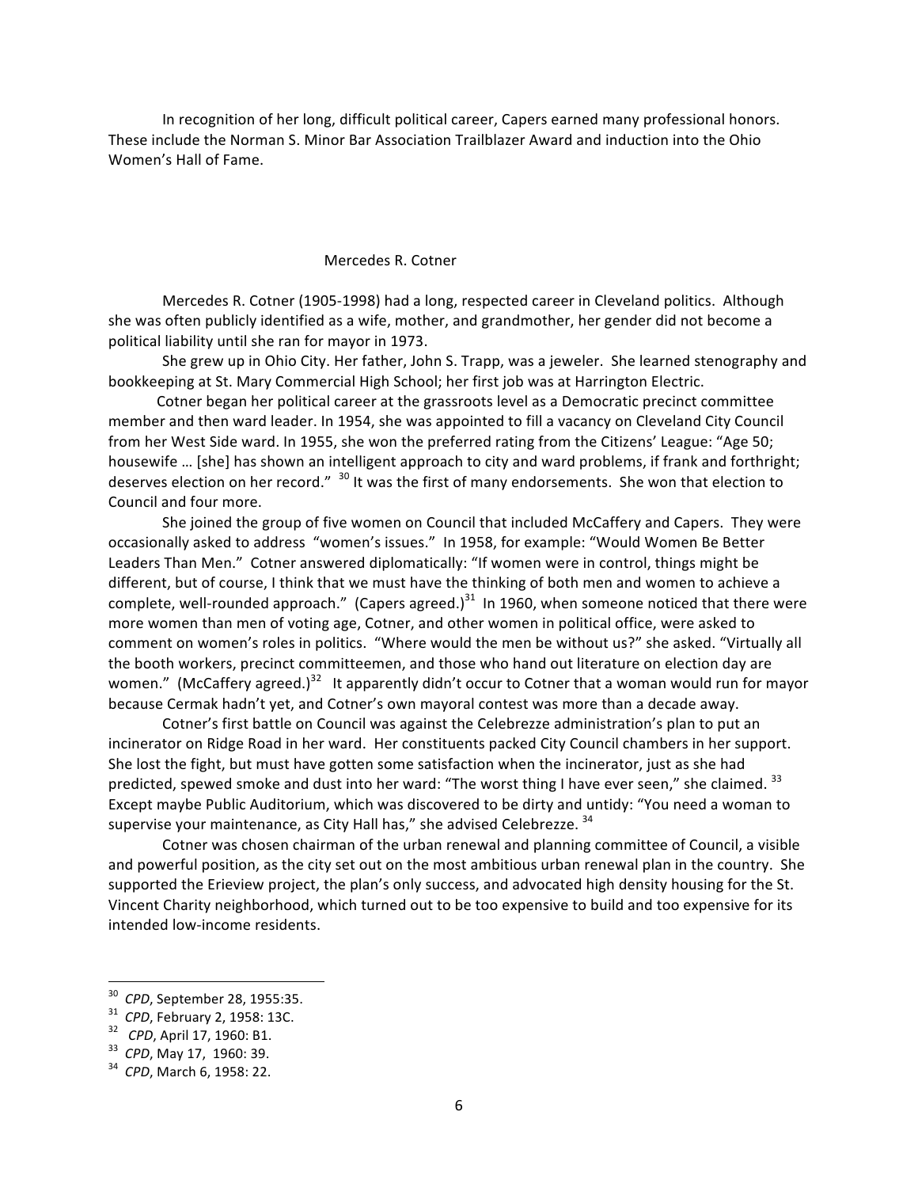In recognition of her long, difficult political career, Capers earned many professional honors. These include the Norman S. Minor Bar Association Trailblazer Award and induction into the Ohio Women's Hall of Fame.

## Mercedes R. Cotner

Mercedes R. Cotner (1905-1998) had a long, respected career in Cleveland politics. Although she was often publicly identified as a wife, mother, and grandmother, her gender did not become a political liability until she ran for mayor in 1973.

She grew up in Ohio City. Her father, John S. Trapp, was a jeweler. She learned stenography and bookkeeping at St. Mary Commercial High School; her first job was at Harrington Electric.

Cotner began her political career at the grassroots level as a Democratic precinct committee member and then ward leader. In 1954, she was appointed to fill a vacancy on Cleveland City Council from her West Side ward. In 1955, she won the preferred rating from the Citizens' League: "Age 50; housewife … [she] has shown an intelligent approach to city and ward problems, if frank and forthright; deserves election on her record." [30] It was the first of many endorsements. She won that election to Council and four more.

She joined the group of five women on Council that included McCaffery and Capers. They were occasionally asked to address "women's issues." In 1958, for example: "Would Women Be Better Leaders Than Men." Cotner answered diplomatically: "If women were in control, things might be different, but of course, I think that we must have the thinking of both men and women to achieve a complete, well-rounded approach." (Capers agreed.)[31] In 1960, when someone noticed that there were more women than men of voting age, Cotner, and other women in political office, were asked to comment on women's roles in politics. "Where would the men be without us?" she asked. "Virtually all the booth workers, precinct committeemen, and those who hand out literature on election day are women." (McCaffery agreed.)[32] It apparently didn't occur to Cotner that a woman would run for mayor because Cermak hadn't yet, and Cotner's own mayoral contest was more than a decade away.

Cotner's first battle on Council was against the Celebrezze administration's plan to put an incinerator on Ridge Road in her ward. Her constituents packed City Council chambers in her support. She lost the fight, but must have gotten some satisfaction when the incinerator, just as she had predicted, spewed smoke and dust into her ward: "The worst thing I have ever seen," she claimed. [33] Except maybe Public Auditorium, which was discovered to be dirty and untidy: "You need a woman to supervise your maintenance, as City Hall has," she advised Celebrezze. [34]

Cotner was chosen chairman of the urban renewal and planning committee of Council, a visible and powerful position, as the city set out on the most ambitious urban renewal plan in the country. She supported the Erieview project, the plan's only success, and advocated high density housing for the St. Vincent Charity neighborhood, which turned out to be too expensive to build and too expensive for its intended low-income residents.

---

[30] *CPD*, September 28, 1955:35.
[31] *CPD*, February 2, 1958: 13C.
[32] *CPD*, April 17, 1960: B1.
[33] *CPD*, May 17, 1960: 39.
[34] *CPD*, March 6, 1958: 22.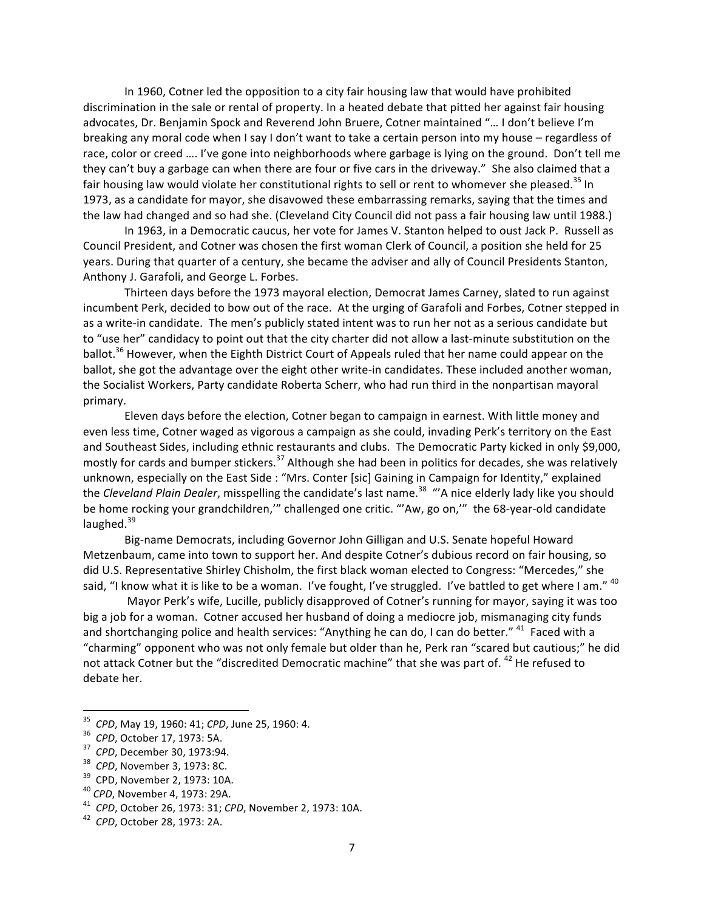In 1960, Cotner led the opposition to a city fair housing law that would have prohibited discrimination in the sale or rental of property. In a heated debate that pitted her against fair housing advocates, Dr. Benjamin Spock and Reverend John Bruere, Cotner maintained "… I don't believe I'm breaking any moral code when I say I don't want to take a certain person into my house – regardless of race, color or creed …. I've gone into neighborhoods where garbage is lying on the ground. Don't tell me they can't buy a garbage can when there are four or five cars in the driveway." She also claimed that a fair housing law would violate her constitutional rights to sell or rent to whomever she pleased.[35] In 1973, as a candidate for mayor, she disavowed these embarrassing remarks, saying that the times and the law had changed and so had she. (Cleveland City Council did not pass a fair housing law until 1988.)

In 1963, in a Democratic caucus, her vote for James V. Stanton helped to oust Jack P. Russell as Council President, and Cotner was chosen the first woman Clerk of Council, a position she held for 25 years. During that quarter of a century, she became the adviser and ally of Council Presidents Stanton, Anthony J. Garafoli, and George L. Forbes.

Thirteen days before the 1973 mayoral election, Democrat James Carney, slated to run against incumbent Perk, decided to bow out of the race. At the urging of Garafoli and Forbes, Cotner stepped in as a write-in candidate. The men's publicly stated intent was to run her not as a serious candidate but to "use her" candidacy to point out that the city charter did not allow a last-minute substitution on the ballot.[36] However, when the Eighth District Court of Appeals ruled that her name could appear on the ballot, she got the advantage over the eight other write-in candidates. These included another woman, the Socialist Workers, Party candidate Roberta Scherr, who had run third in the nonpartisan mayoral primary.

Eleven days before the election, Cotner began to campaign in earnest. With little money and even less time, Cotner waged as vigorous a campaign as she could, invading Perk's territory on the East and Southeast Sides, including ethnic restaurants and clubs. The Democratic Party kicked in only $9,000, mostly for cards and bumper stickers.[37] Although she had been in politics for decades, she was relatively unknown, especially on the East Side : "Mrs. Conter [sic] Gaining in Campaign for Identity," explained the *Cleveland Plain Dealer*, misspelling the candidate's last name.[38] "'A nice elderly lady like you should be home rocking your grandchildren,'" challenged one critic. "'Aw, go on,'" the 68-year-old candidate laughed.[39]

Big-name Democrats, including Governor John Gilligan and U.S. Senate hopeful Howard Metzenbaum, came into town to support her. And despite Cotner's dubious record on fair housing, so did U.S. Representative Shirley Chisholm, the first black woman elected to Congress: "Mercedes," she said, "I know what it is like to be a woman. I've fought, I've struggled. I've battled to get where I am." [40]

Mayor Perk's wife, Lucille, publicly disapproved of Cotner's running for mayor, saying it was too big a job for a woman. Cotner accused her husband of doing a mediocre job, mismanaging city funds and shortchanging police and health services: "Anything he can do, I can do better." [41] Faced with a "charming" opponent who was not only female but older than he, Perk ran "scared but cautious;" he did not attack Cotner but the "discredited Democratic machine" that she was part of. [42] He refused to debate her.

---

[35] *CPD*, May 19, 1960: 41; *CPD*, June 25, 1960: 4.
[36] *CPD*, October 17, 1973: 5A.
[37] *CPD*, December 30, 1973:94.
[38] *CPD*, November 3, 1973: 8C.
[39] CPD, November 2, 1973: 10A.
[40] *CPD*, November 4, 1973: 29A.
[41] *CPD*, October 26, 1973: 31; *CPD*, November 2, 1973: 10A.
[42] *CPD*, October 28, 1973: 2A.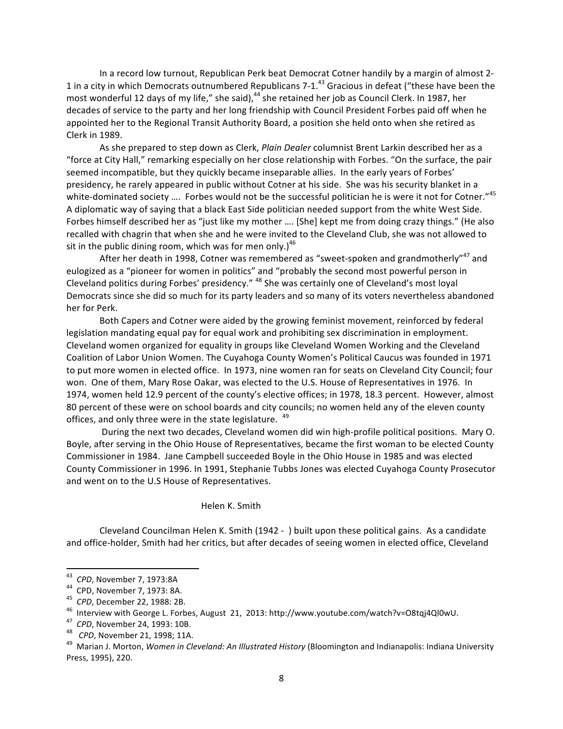In a record low turnout, Republican Perk beat Democrat Cotner handily by a margin of almost 2-1 in a city in which Democrats outnumbered Republicans 7-1.[43] Gracious in defeat ("these have been the most wonderful 12 days of my life," she said),[44] she retained her job as Council Clerk. In 1987, her decades of service to the party and her long friendship with Council President Forbes paid off when he appointed her to the Regional Transit Authority Board, a position she held onto when she retired as Clerk in 1989.

As she prepared to step down as Clerk, *Plain Dealer* columnist Brent Larkin described her as a "force at City Hall," remarking especially on her close relationship with Forbes. "On the surface, the pair seemed incompatible, but they quickly became inseparable allies. In the early years of Forbes' presidency, he rarely appeared in public without Cotner at his side. She was his security blanket in a white-dominated society …. Forbes would not be the successful politician he is were it not for Cotner."[45] A diplomatic way of saying that a black East Side politician needed support from the white West Side. Forbes himself described her as "just like my mother …. [She] kept me from doing crazy things." (He also recalled with chagrin that when she and he were invited to the Cleveland Club, she was not allowed to sit in the public dining room, which was for men only.)[46]

After her death in 1998, Cotner was remembered as "sweet-spoken and grandmotherly"[47] and eulogized as a "pioneer for women in politics" and "probably the second most powerful person in Cleveland politics during Forbes' presidency." [48] She was certainly one of Cleveland's most loyal Democrats since she did so much for its party leaders and so many of its voters nevertheless abandoned her for Perk.

Both Capers and Cotner were aided by the growing feminist movement, reinforced by federal legislation mandating equal pay for equal work and prohibiting sex discrimination in employment. Cleveland women organized for equality in groups like Cleveland Women Working and the Cleveland Coalition of Labor Union Women. The Cuyahoga County Women's Political Caucus was founded in 1971 to put more women in elected office. In 1973, nine women ran for seats on Cleveland City Council; four won. One of them, Mary Rose Oakar, was elected to the U.S. House of Representatives in 1976. In 1974, women held 12.9 percent of the county's elective offices; in 1978, 18.3 percent. However, almost 80 percent of these were on school boards and city councils; no women held any of the eleven county offices, and only three were in the state legislature. [49]

During the next two decades, Cleveland women did win high-profile political positions. Mary O. Boyle, after serving in the Ohio House of Representatives, became the first woman to be elected County Commissioner in 1984. Jane Campbell succeeded Boyle in the Ohio House in 1985 and was elected County Commissioner in 1996. In 1991, Stephanie Tubbs Jones was elected Cuyahoga County Prosecutor and went on to the U.S House of Representatives.

## Helen K. Smith

Cleveland Councilman Helen K. Smith (1942 - ) built upon these political gains. As a candidate and office-holder, Smith had her critics, but after decades of seeing women in elected office, Cleveland

---

[43] *CPD*, November 7, 1973:8A

[44] CPD, November 7, 1973: 8A.

[45] *CPD*, December 22, 1988: 2B.

[46] Interview with George L. Forbes, August 21, 2013: http://www.youtube.com/watch?v=O8tqj4Ql0wU.

[47] *CPD*, November 24, 1993: 10B.

[48] *CPD*, November 21, 1998; 11A.

[49] Marian J. Morton, *Women in Cleveland: An Illustrated History* (Bloomington and Indianapolis: Indiana University Press, 1995), 220.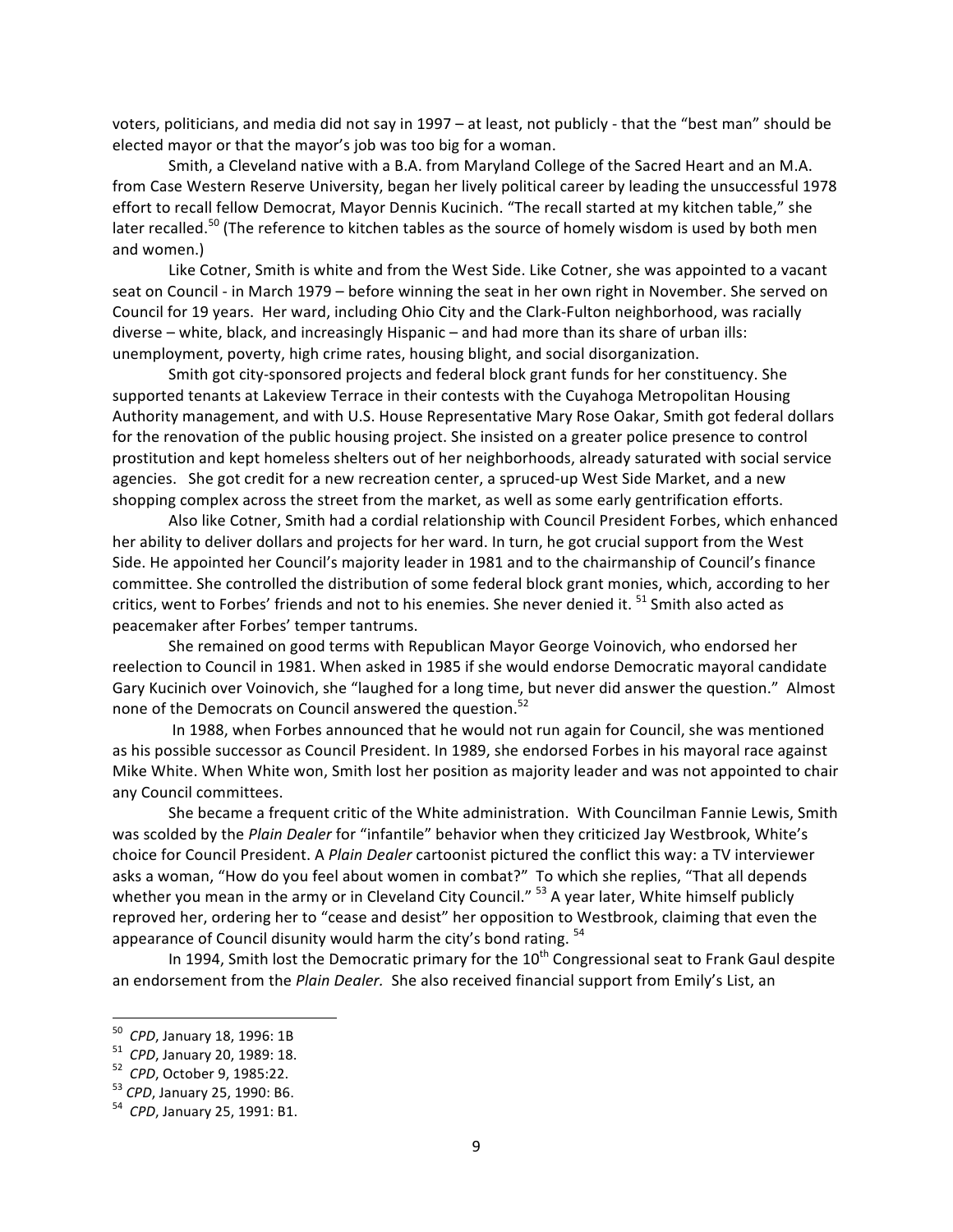voters, politicians, and media did not say in 1997 – at least, not publicly - that the "best man" should be elected mayor or that the mayor's job was too big for a woman.

Smith, a Cleveland native with a B.A. from Maryland College of the Sacred Heart and an M.A. from Case Western Reserve University, began her lively political career by leading the unsuccessful 1978 effort to recall fellow Democrat, Mayor Dennis Kucinich. "The recall started at my kitchen table," she later recalled.[50] (The reference to kitchen tables as the source of homely wisdom is used by both men and women.)

Like Cotner, Smith is white and from the West Side. Like Cotner, she was appointed to a vacant seat on Council - in March 1979 – before winning the seat in her own right in November. She served on Council for 19 years. Her ward, including Ohio City and the Clark-Fulton neighborhood, was racially diverse – white, black, and increasingly Hispanic – and had more than its share of urban ills: unemployment, poverty, high crime rates, housing blight, and social disorganization.

Smith got city-sponsored projects and federal block grant funds for her constituency. She supported tenants at Lakeview Terrace in their contests with the Cuyahoga Metropolitan Housing Authority management, and with U.S. House Representative Mary Rose Oakar, Smith got federal dollars for the renovation of the public housing project. She insisted on a greater police presence to control prostitution and kept homeless shelters out of her neighborhoods, already saturated with social service agencies. She got credit for a new recreation center, a spruced-up West Side Market, and a new shopping complex across the street from the market, as well as some early gentrification efforts.

Also like Cotner, Smith had a cordial relationship with Council President Forbes, which enhanced her ability to deliver dollars and projects for her ward. In turn, he got crucial support from the West Side. He appointed her Council's majority leader in 1981 and to the chairmanship of Council's finance committee. She controlled the distribution of some federal block grant monies, which, according to her critics, went to Forbes' friends and not to his enemies. She never denied it.[51] Smith also acted as peacemaker after Forbes' temper tantrums.

She remained on good terms with Republican Mayor George Voinovich, who endorsed her reelection to Council in 1981. When asked in 1985 if she would endorse Democratic mayoral candidate Gary Kucinich over Voinovich, she "laughed for a long time, but never did answer the question." Almost none of the Democrats on Council answered the question.[52]

In 1988, when Forbes announced that he would not run again for Council, she was mentioned as his possible successor as Council President. In 1989, she endorsed Forbes in his mayoral race against Mike White. When White won, Smith lost her position as majority leader and was not appointed to chair any Council committees.

She became a frequent critic of the White administration. With Councilman Fannie Lewis, Smith was scolded by the *Plain Dealer* for "infantile" behavior when they criticized Jay Westbrook, White's choice for Council President. A *Plain Dealer* cartoonist pictured the conflict this way: a TV interviewer asks a woman, "How do you feel about women in combat?" To which she replies, "That all depends whether you mean in the army or in Cleveland City Council."[53] A year later, White himself publicly reproved her, ordering her to "cease and desist" her opposition to Westbrook, claiming that even the appearance of Council disunity would harm the city's bond rating.[54]

In 1994, Smith lost the Democratic primary for the 10th Congressional seat to Frank Gaul despite an endorsement from the *Plain Dealer.* She also received financial support from Emily's List, an

---

[50] *CPD*, January 18, 1996: 1B

[51] *CPD*, January 20, 1989: 18.

[52] *CPD*, October 9, 1985:22.

[53] *CPD*, January 25, 1990: B6.

[54] *CPD*, January 25, 1991: B1.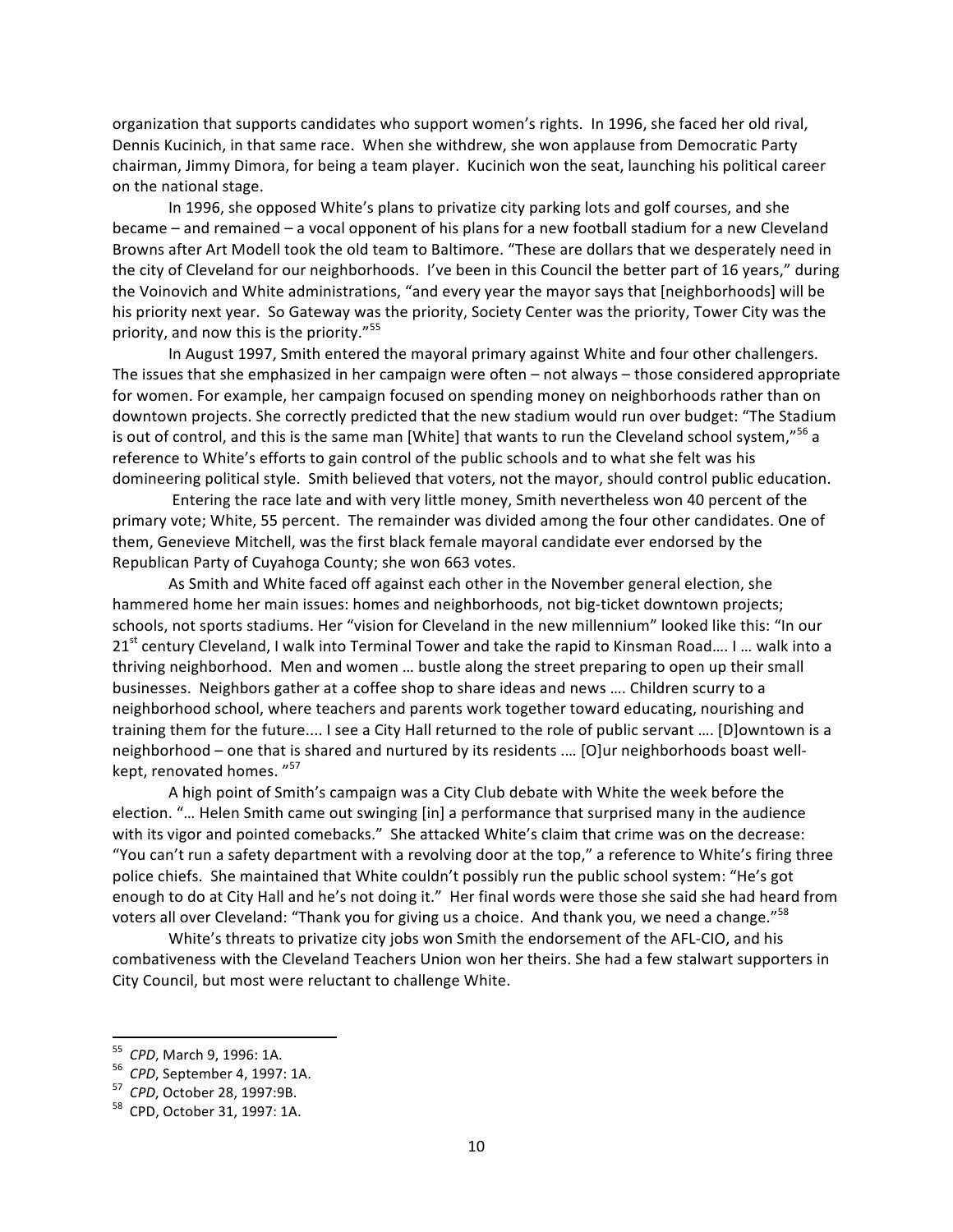organization that supports candidates who support women's rights. In 1996, she faced her old rival, Dennis Kucinich, in that same race. When she withdrew, she won applause from Democratic Party chairman, Jimmy Dimora, for being a team player. Kucinich won the seat, launching his political career on the national stage.

In 1996, she opposed White's plans to privatize city parking lots and golf courses, and she became – and remained – a vocal opponent of his plans for a new football stadium for a new Cleveland Browns after Art Modell took the old team to Baltimore. "These are dollars that we desperately need in the city of Cleveland for our neighborhoods. I've been in this Council the better part of 16 years," during the Voinovich and White administrations, "and every year the mayor says that [neighborhoods] will be his priority next year. So Gateway was the priority, Society Center was the priority, Tower City was the priority, and now this is the priority."[55]

In August 1997, Smith entered the mayoral primary against White and four other challengers. The issues that she emphasized in her campaign were often – not always – those considered appropriate for women. For example, her campaign focused on spending money on neighborhoods rather than on downtown projects. She correctly predicted that the new stadium would run over budget: "The Stadium is out of control, and this is the same man [White] that wants to run the Cleveland school system,"[56] a reference to White's efforts to gain control of the public schools and to what she felt was his domineering political style. Smith believed that voters, not the mayor, should control public education.

Entering the race late and with very little money, Smith nevertheless won 40 percent of the primary vote; White, 55 percent. The remainder was divided among the four other candidates. One of them, Genevieve Mitchell, was the first black female mayoral candidate ever endorsed by the Republican Party of Cuyahoga County; she won 663 votes.

As Smith and White faced off against each other in the November general election, she hammered home her main issues: homes and neighborhoods, not big-ticket downtown projects; schools, not sports stadiums. Her "vision for Cleveland in the new millennium" looked like this: "In our 21st century Cleveland, I walk into Terminal Tower and take the rapid to Kinsman Road…. I … walk into a thriving neighborhood. Men and women … bustle along the street preparing to open up their small businesses. Neighbors gather at a coffee shop to share ideas and news …. Children scurry to a neighborhood school, where teachers and parents work together toward educating, nourishing and training them for the future.... I see a City Hall returned to the role of public servant …. [D]owntown is a neighborhood – one that is shared and nurtured by its residents .… [O]ur neighborhoods boast well-kept, renovated homes. "[57]

A high point of Smith's campaign was a City Club debate with White the week before the election. "… Helen Smith came out swinging [in] a performance that surprised many in the audience with its vigor and pointed comebacks." She attacked White's claim that crime was on the decrease: "You can't run a safety department with a revolving door at the top," a reference to White's firing three police chiefs. She maintained that White couldn't possibly run the public school system: "He's got enough to do at City Hall and he's not doing it." Her final words were those she said she had heard from voters all over Cleveland: "Thank you for giving us a choice. And thank you, we need a change."[58]

White's threats to privatize city jobs won Smith the endorsement of the AFL-CIO, and his combativeness with the Cleveland Teachers Union won her theirs. She had a few stalwart supporters in City Council, but most were reluctant to challenge White.

---

[55] *CPD*, March 9, 1996: 1A.

[56] *CPD*, September 4, 1997: 1A.

[57] *CPD*, October 28, 1997:9B.

[58] CPD, October 31, 1997: 1A.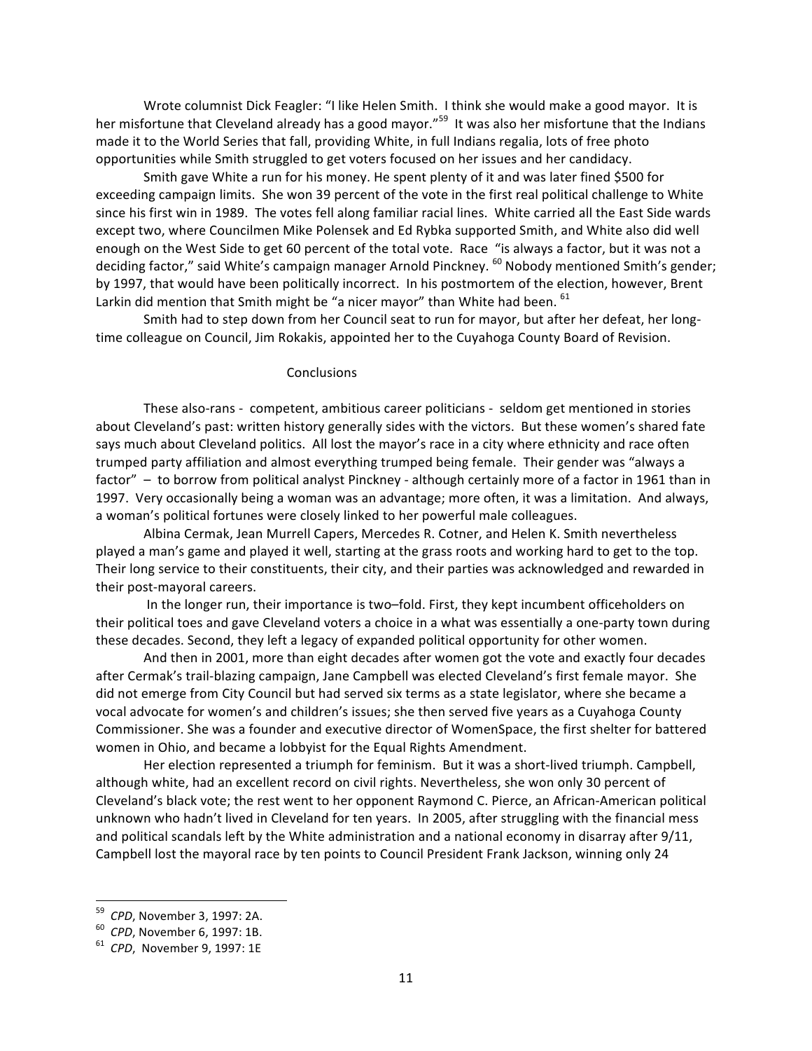Wrote columnist Dick Feagler: "I like Helen Smith. I think she would make a good mayor. It is her misfortune that Cleveland already has a good mayor."[59] It was also her misfortune that the Indians made it to the World Series that fall, providing White, in full Indians regalia, lots of free photo opportunities while Smith struggled to get voters focused on her issues and her candidacy.

Smith gave White a run for his money. He spent plenty of it and was later fined $500 for exceeding campaign limits. She won 39 percent of the vote in the first real political challenge to White since his first win in 1989. The votes fell along familiar racial lines. White carried all the East Side wards except two, where Councilmen Mike Polensek and Ed Rybka supported Smith, and White also did well enough on the West Side to get 60 percent of the total vote. Race "is always a factor, but it was not a deciding factor," said White's campaign manager Arnold Pinckney. [60] Nobody mentioned Smith's gender; by 1997, that would have been politically incorrect. In his postmortem of the election, however, Brent Larkin did mention that Smith might be "a nicer mayor" than White had been. [61]

Smith had to step down from her Council seat to run for mayor, but after her defeat, her long-time colleague on Council, Jim Rokakis, appointed her to the Cuyahoga County Board of Revision.

## Conclusions

These also-rans - competent, ambitious career politicians - seldom get mentioned in stories about Cleveland's past: written history generally sides with the victors. But these women's shared fate says much about Cleveland politics. All lost the mayor's race in a city where ethnicity and race often trumped party affiliation and almost everything trumped being female. Their gender was "always a factor" – to borrow from political analyst Pinckney - although certainly more of a factor in 1961 than in 1997. Very occasionally being a woman was an advantage; more often, it was a limitation. And always, a woman's political fortunes were closely linked to her powerful male colleagues.

Albina Cermak, Jean Murrell Capers, Mercedes R. Cotner, and Helen K. Smith nevertheless played a man's game and played it well, starting at the grass roots and working hard to get to the top. Their long service to their constituents, their city, and their parties was acknowledged and rewarded in their post-mayoral careers.

In the longer run, their importance is two–fold. First, they kept incumbent officeholders on their political toes and gave Cleveland voters a choice in a what was essentially a one-party town during these decades. Second, they left a legacy of expanded political opportunity for other women.

And then in 2001, more than eight decades after women got the vote and exactly four decades after Cermak's trail-blazing campaign, Jane Campbell was elected Cleveland's first female mayor. She did not emerge from City Council but had served six terms as a state legislator, where she became a vocal advocate for women's and children's issues; she then served five years as a Cuyahoga County Commissioner. She was a founder and executive director of WomenSpace, the first shelter for battered women in Ohio, and became a lobbyist for the Equal Rights Amendment.

Her election represented a triumph for feminism. But it was a short-lived triumph. Campbell, although white, had an excellent record on civil rights. Nevertheless, she won only 30 percent of Cleveland's black vote; the rest went to her opponent Raymond C. Pierce, an African-American political unknown who hadn't lived in Cleveland for ten years. In 2005, after struggling with the financial mess and political scandals left by the White administration and a national economy in disarray after 9/11, Campbell lost the mayoral race by ten points to Council President Frank Jackson, winning only 24

---

[59] *CPD*, November 3, 1997: 2A.

[60] *CPD*, November 6, 1997: 1B.

[61] *CPD*, November 9, 1997: 1E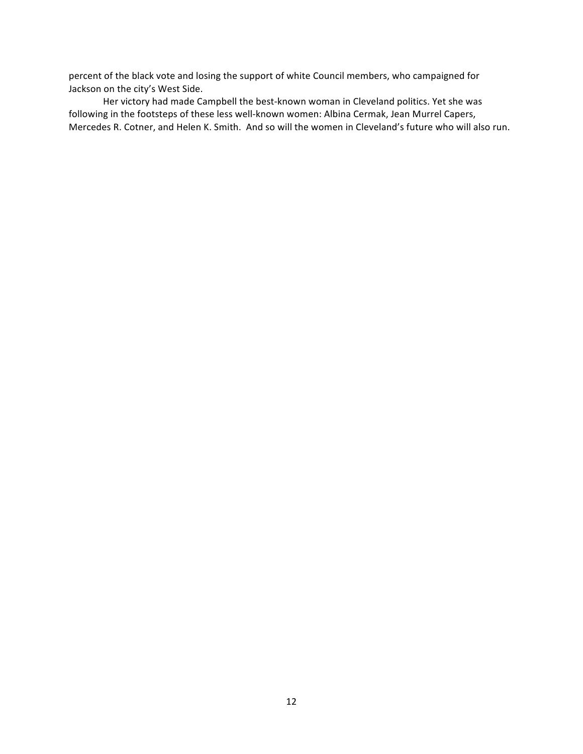percent of the black vote and losing the support of white Council members, who campaigned for Jackson on the city's West Side.

Her victory had made Campbell the best-known woman in Cleveland politics. Yet she was following in the footsteps of these less well-known women: Albina Cermak, Jean Murrel Capers, Mercedes R. Cotner, and Helen K. Smith. And so will the women in Cleveland's future who will also run.